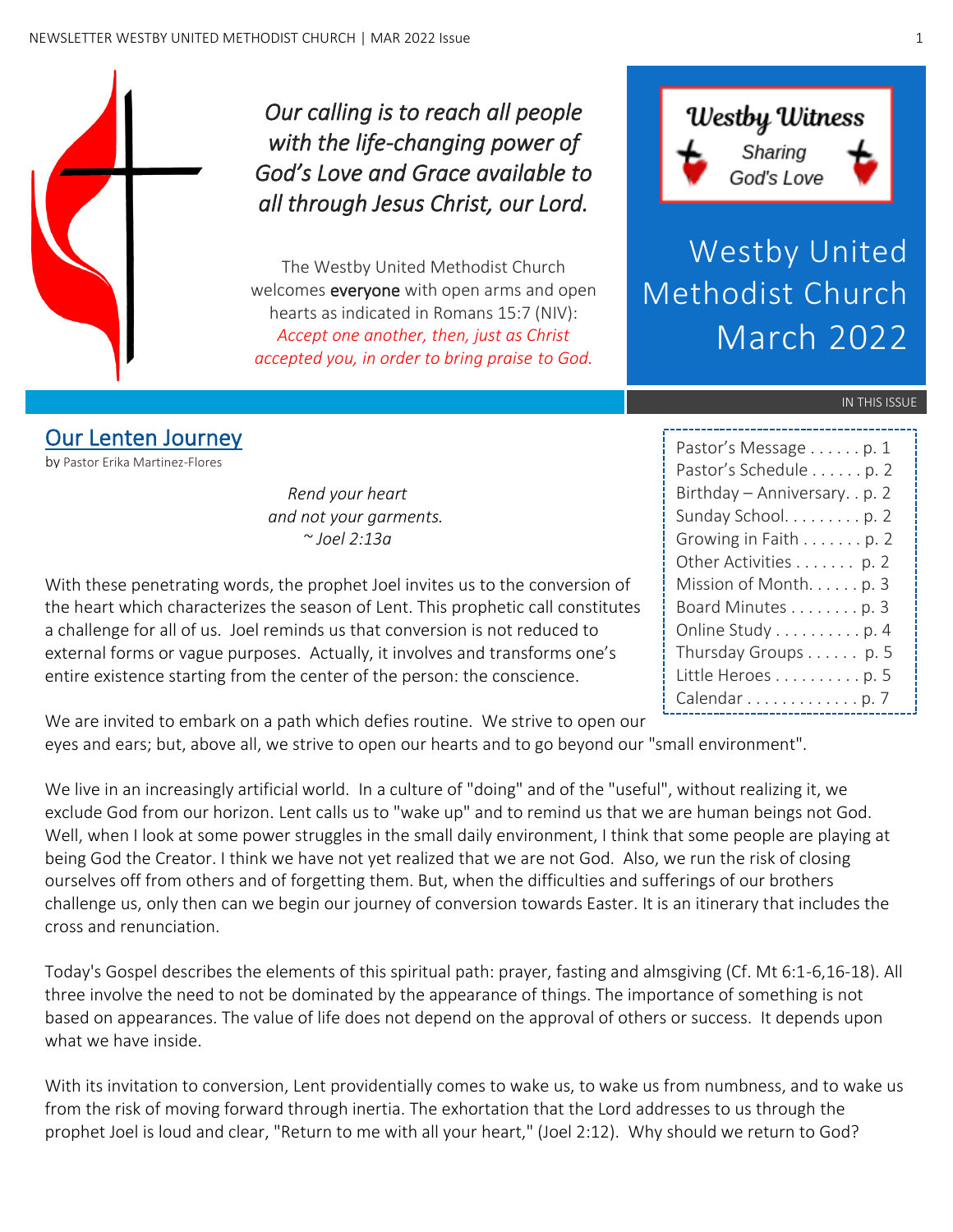*Our calling is to reach all people with the life-changing power of God's Love and Grace available to all through Jesus Christ, our Lord.*

The Westby United Methodist Church welcomes **everyone** with open arms and open hearts as indicated in Romans 15:7 (NIV): *Accept one another, then, just as Christ accepted you, in order to bring praise to God.*

**Westby Witness**
Sharing God's Love

# Westby United Methodist Church March 2022

IN THIS ISSUE

- Pastor's Message . . . . . . p. 1
- Pastor's Schedule . . . . . . p. 2
- Birthday – Anniversary. . p. 2
- Sunday School. . . . . . . . . p. 2
- Growing in Faith . . . . . . . p. 2
- Other Activities . . . . . . . p. 2
- Mission of Month. . . . . . p. 3
- Board Minutes . . . . . . . . p. 3
- Online Study . . . . . . . . . . p. 4
- Thursday Groups . . . . . . p. 5
- Little Heroes . . . . . . . . . . p. 5
- Calendar . . . . . . . . . . . . . p. 7

## Our Lenten Journey

by Pastor Erika Martinez-Flores

*Rend your heart*
*and not your garments.*
*~ Joel 2:13a*

With these penetrating words, the prophet Joel invites us to the conversion of the heart which characterizes the season of Lent. This prophetic call constitutes a challenge for all of us. Joel reminds us that conversion is not reduced to external forms or vague purposes. Actually, it involves and transforms one's entire existence starting from the center of the person: the conscience.

We are invited to embark on a path which defies routine. We strive to open our eyes and ears; but, above all, we strive to open our hearts and to go beyond our "small environment".

We live in an increasingly artificial world. In a culture of "doing" and of the "useful", without realizing it, we exclude God from our horizon. Lent calls us to "wake up" and to remind us that we are human beings not God. Well, when I look at some power struggles in the small daily environment, I think that some people are playing at being God the Creator. I think we have not yet realized that we are not God. Also, we run the risk of closing ourselves off from others and of forgetting them. But, when the difficulties and sufferings of our brothers challenge us, only then can we begin our journey of conversion towards Easter. It is an itinerary that includes the cross and renunciation.

Today's Gospel describes the elements of this spiritual path: prayer, fasting and almsgiving (Cf. Mt 6:1-6,16-18). All three involve the need to not be dominated by the appearance of things. The importance of something is not based on appearances. The value of life does not depend on the approval of others or success. It depends upon what we have inside.

With its invitation to conversion, Lent providentially comes to wake us, to wake us from numbness, and to wake us from the risk of moving forward through inertia. The exhortation that the Lord addresses to us through the prophet Joel is loud and clear, "Return to me with all your heart," (Joel 2:12). Why should we return to God?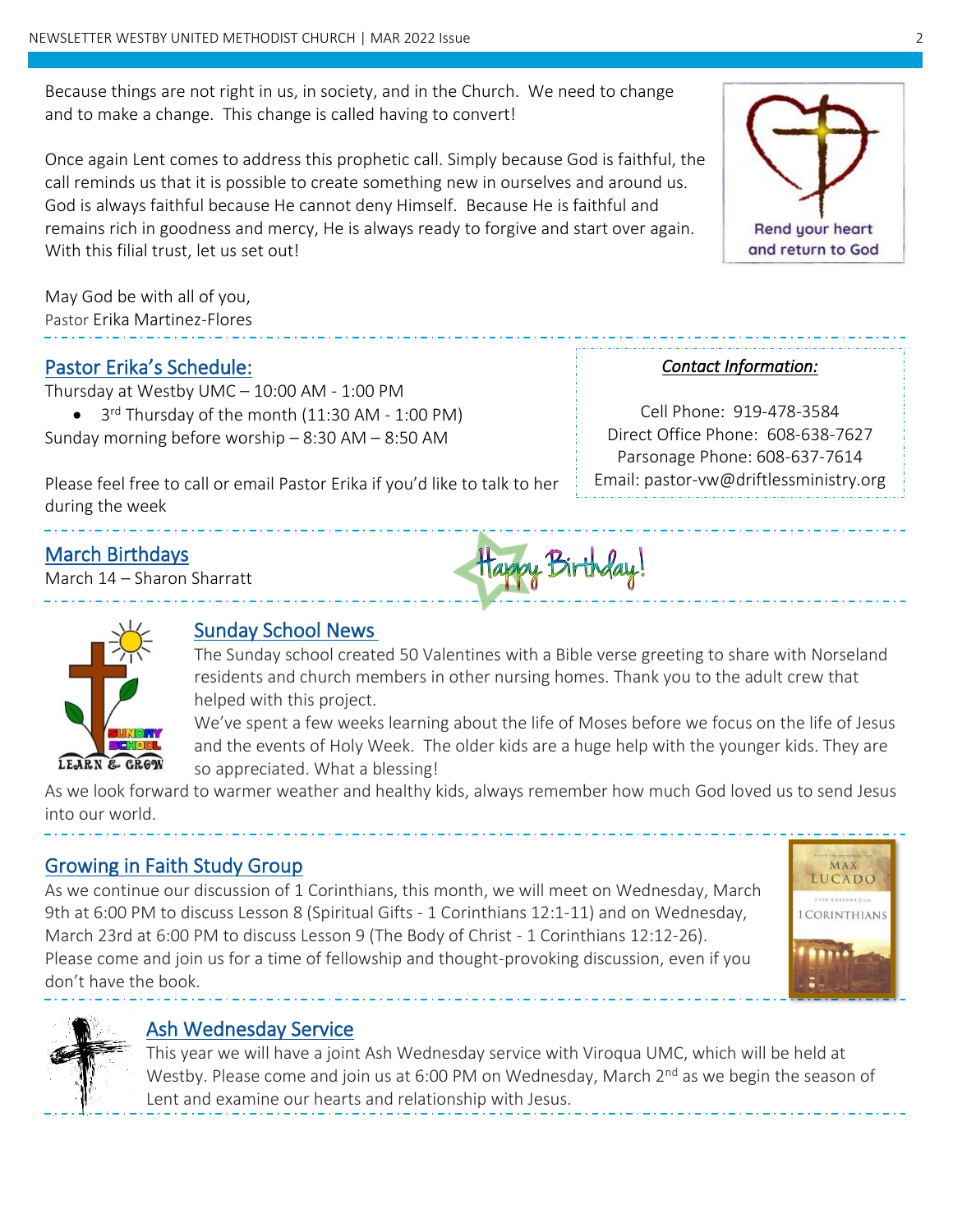Because things are not right in us, in society, and in the Church. We need to change and to make a change. This change is called having to convert!

Once again Lent comes to address this prophetic call. Simply because God is faithful, the call reminds us that it is possible to create something new in ourselves and around us. God is always faithful because He cannot deny Himself. Because He is faithful and remains rich in goodness and mercy, He is always ready to forgive and start over again. With this filial trust, let us set out!

Rend your heart and return to God

May God be with all of you,
Pastor Erika Martinez-Flores

## Pastor Erika's Schedule:

Thursday at Westby UMC – 10:00 AM - 1:00 PM

- 3rd Thursday of the month (11:30 AM - 1:00 PM)

Sunday morning before worship – 8:30 AM – 8:50 AM

Please feel free to call or email Pastor Erika if you'd like to talk to her during the week

***Contact Information:***

Cell Phone: 919-478-3584
Direct Office Phone: 608-638-7627
Parsonage Phone: 608-637-7614
Email: pastor-vw@driftlessministry.org

## March Birthdays

March 14 – Sharon Sharratt

Happy Birthday!

## Sunday School News

The Sunday school created 50 Valentines with a Bible verse greeting to share with Norseland residents and church members in other nursing homes. Thank you to the adult crew that helped with this project.

We've spent a few weeks learning about the life of Moses before we focus on the life of Jesus and the events of Holy Week. The older kids are a huge help with the younger kids. They are so appreciated. What a blessing!

As we look forward to warmer weather and healthy kids, always remember how much God loved us to send Jesus into our world.

## Growing in Faith Study Group

As we continue our discussion of 1 Corinthians, this month, we will meet on Wednesday, March 9th at 6:00 PM to discuss Lesson 8 (Spiritual Gifts - 1 Corinthians 12:1-11) and on Wednesday, March 23rd at 6:00 PM to discuss Lesson 9 (The Body of Christ - 1 Corinthians 12:12-26). Please come and join us for a time of fellowship and thought-provoking discussion, even if you don't have the book.

## Ash Wednesday Service

This year we will have a joint Ash Wednesday service with Viroqua UMC, which will be held at Westby. Please come and join us at 6:00 PM on Wednesday, March 2nd as we begin the season of Lent and examine our hearts and relationship with Jesus.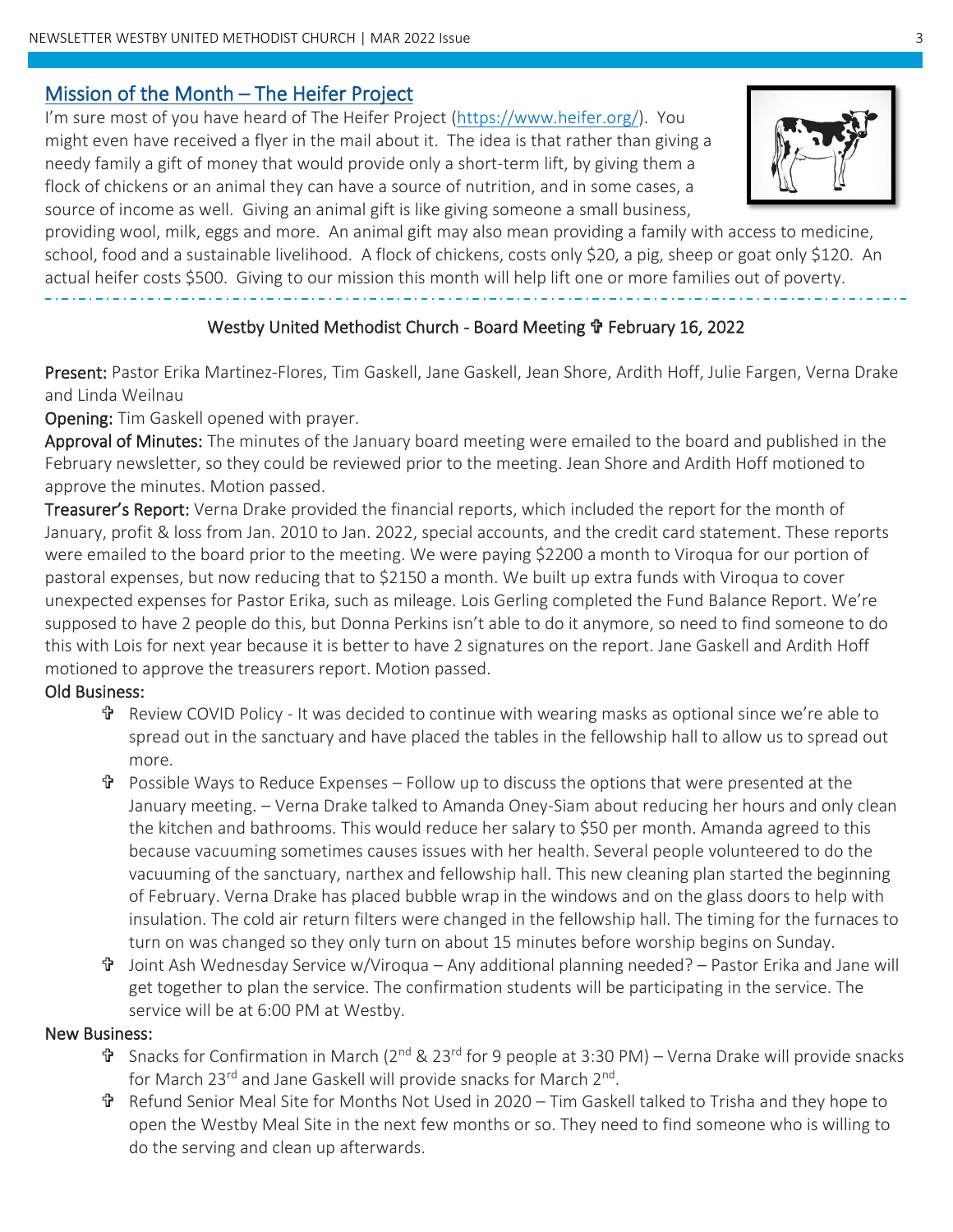## Mission of the Month – The Heifer Project

I'm sure most of you have heard of The Heifer Project (https://www.heifer.org/). You might even have received a flyer in the mail about it. The idea is that rather than giving a needy family a gift of money that would provide only a short-term lift, by giving them a flock of chickens or an animal they can have a source of nutrition, and in some cases, a source of income as well. Giving an animal gift is like giving someone a small business, providing wool, milk, eggs and more. An animal gift may also mean providing a family with access to medicine, school, food and a sustainable livelihood. A flock of chickens, costs only $20, a pig, sheep or goat only $120. An actual heifer costs $500. Giving to our mission this month will help lift one or more families out of poverty.

### Westby United Methodist Church - Board Meeting ✞ February 16, 2022

**Present:** Pastor Erika Martinez-Flores, Tim Gaskell, Jane Gaskell, Jean Shore, Ardith Hoff, Julie Fargen, Verna Drake and Linda Weilnau

**Opening:** Tim Gaskell opened with prayer.

**Approval of Minutes:** The minutes of the January board meeting were emailed to the board and published in the February newsletter, so they could be reviewed prior to the meeting. Jean Shore and Ardith Hoff motioned to approve the minutes. Motion passed.

**Treasurer's Report:** Verna Drake provided the financial reports, which included the report for the month of January, profit & loss from Jan. 2010 to Jan. 2022, special accounts, and the credit card statement. These reports were emailed to the board prior to the meeting. We were paying $2200 a month to Viroqua for our portion of pastoral expenses, but now reducing that to $2150 a month. We built up extra funds with Viroqua to cover unexpected expenses for Pastor Erika, such as mileage. Lois Gerling completed the Fund Balance Report. We're supposed to have 2 people do this, but Donna Perkins isn't able to do it anymore, so need to find someone to do this with Lois for next year because it is better to have 2 signatures on the report. Jane Gaskell and Ardith Hoff motioned to approve the treasurers report. Motion passed.

**Old Business:**

- ✞ Review COVID Policy - It was decided to continue with wearing masks as optional since we're able to spread out in the sanctuary and have placed the tables in the fellowship hall to allow us to spread out more.
- ✞ Possible Ways to Reduce Expenses – Follow up to discuss the options that were presented at the January meeting. – Verna Drake talked to Amanda Oney-Siam about reducing her hours and only clean the kitchen and bathrooms. This would reduce her salary to $50 per month. Amanda agreed to this because vacuuming sometimes causes issues with her health. Several people volunteered to do the vacuuming of the sanctuary, narthex and fellowship hall. This new cleaning plan started the beginning of February. Verna Drake has placed bubble wrap in the windows and on the glass doors to help with insulation. The cold air return filters were changed in the fellowship hall. The timing for the furnaces to turn on was changed so they only turn on about 15 minutes before worship begins on Sunday.
- ✞ Joint Ash Wednesday Service w/Viroqua – Any additional planning needed? – Pastor Erika and Jane will get together to plan the service. The confirmation students will be participating in the service. The service will be at 6:00 PM at Westby.

**New Business:**

- ✞ Snacks for Confirmation in March (2nd & 23rd for 9 people at 3:30 PM) – Verna Drake will provide snacks for March 23rd and Jane Gaskell will provide snacks for March 2nd.
- ✞ Refund Senior Meal Site for Months Not Used in 2020 – Tim Gaskell talked to Trisha and they hope to open the Westby Meal Site in the next few months or so. They need to find someone who is willing to do the serving and clean up afterwards.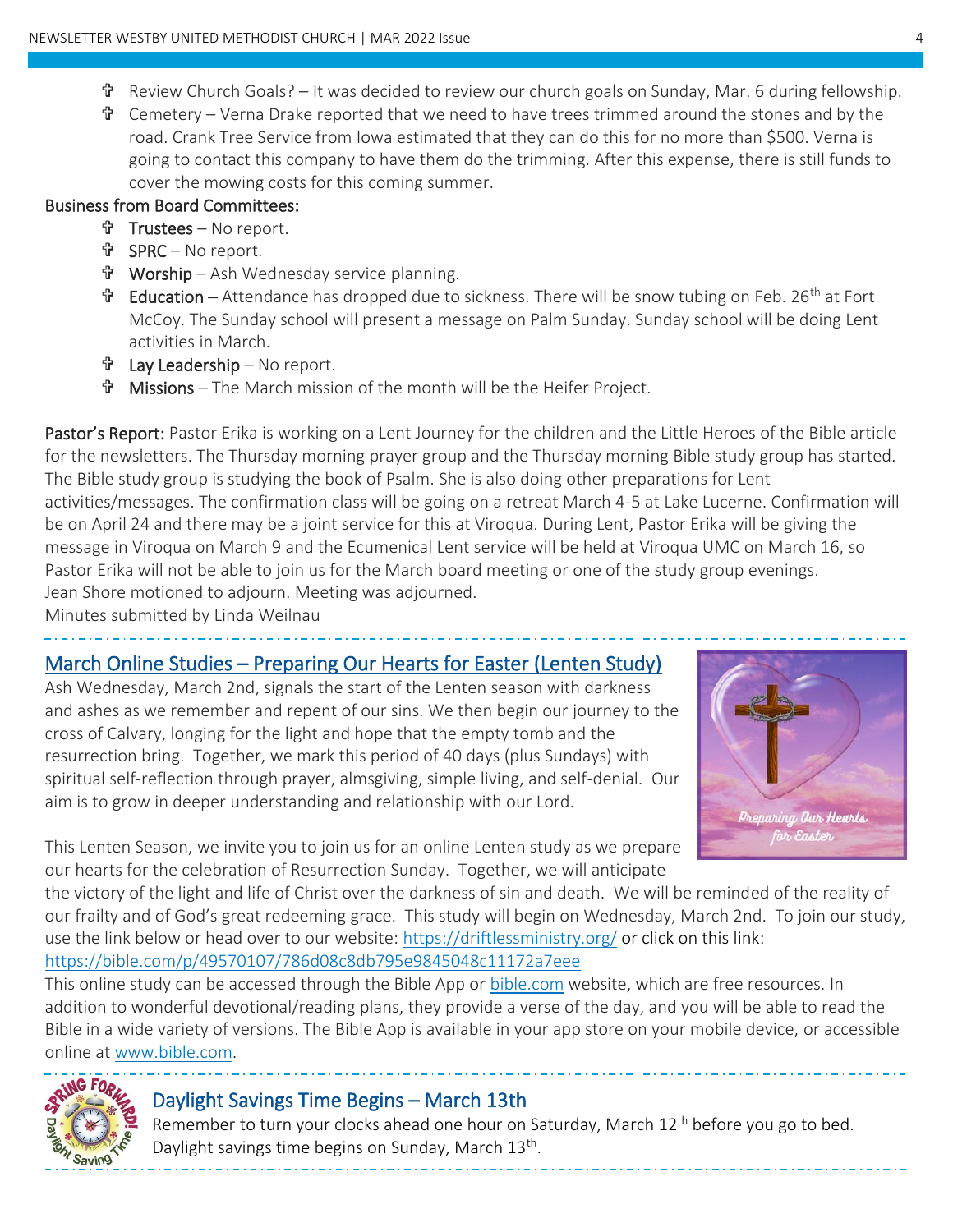- Review Church Goals? – It was decided to review our church goals on Sunday, Mar. 6 during fellowship.
- Cemetery – Verna Drake reported that we need to have trees trimmed around the stones and by the road. Crank Tree Service from Iowa estimated that they can do this for no more than $500. Verna is going to contact this company to have them do the trimming. After this expense, there is still funds to cover the mowing costs for this coming summer.

Business from Board Committees:

- Trustees – No report.
- SPRC – No report.
- Worship – Ash Wednesday service planning.
- Education – Attendance has dropped due to sickness. There will be snow tubing on Feb. 26th at Fort McCoy. The Sunday school will present a message on Palm Sunday. Sunday school will be doing Lent activities in March.
- Lay Leadership – No report.
- Missions – The March mission of the month will be the Heifer Project.

Pastor's Report: Pastor Erika is working on a Lent Journey for the children and the Little Heroes of the Bible article for the newsletters. The Thursday morning prayer group and the Thursday morning Bible study group has started. The Bible study group is studying the book of Psalm. She is also doing other preparations for Lent activities/messages. The confirmation class will be going on a retreat March 4-5 at Lake Lucerne. Confirmation will be on April 24 and there may be a joint service for this at Viroqua. During Lent, Pastor Erika will be giving the message in Viroqua on March 9 and the Ecumenical Lent service will be held at Viroqua UMC on March 16, so Pastor Erika will not be able to join us for the March board meeting or one of the study group evenings.
Jean Shore motioned to adjourn. Meeting was adjourned.
Minutes submitted by Linda Weilnau

## March Online Studies – Preparing Our Hearts for Easter (Lenten Study)

Ash Wednesday, March 2nd, signals the start of the Lenten season with darkness and ashes as we remember and repent of our sins. We then begin our journey to the cross of Calvary, longing for the light and hope that the empty tomb and the resurrection bring. Together, we mark this period of 40 days (plus Sundays) with spiritual self-reflection through prayer, almsgiving, simple living, and self-denial. Our aim is to grow in deeper understanding and relationship with our Lord.

This Lenten Season, we invite you to join us for an online Lenten study as we prepare our hearts for the celebration of Resurrection Sunday. Together, we will anticipate the victory of the light and life of Christ over the darkness of sin and death. We will be reminded of the reality of our frailty and of God's great redeeming grace. This study will begin on Wednesday, March 2nd. To join our study, use the link below or head over to our website: https://driftlessministry.org/ or click on this link: https://bible.com/p/49570107/786d08c8db795e9845048c11172a7eee

This online study can be accessed through the Bible App or bible.com website, which are free resources. In addition to wonderful devotional/reading plans, they provide a verse of the day, and you will be able to read the Bible in a wide variety of versions. The Bible App is available in your app store on your mobile device, or accessible online at www.bible.com.

## Daylight Savings Time Begins – March 13th

Remember to turn your clocks ahead one hour on Saturday, March 12th before you go to bed. Daylight savings time begins on Sunday, March 13th.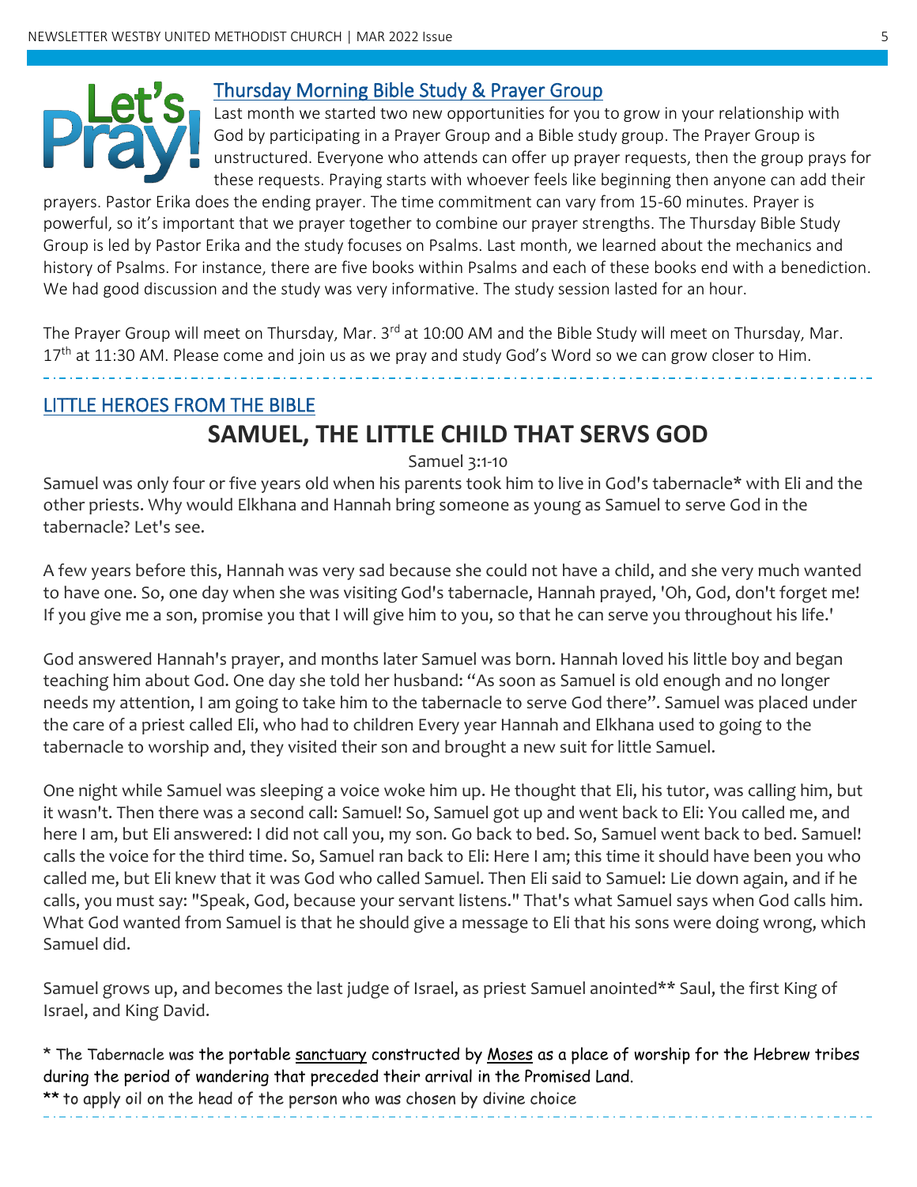## Thursday Morning Bible Study & Prayer Group

Last month we started two new opportunities for you to grow in your relationship with God by participating in a Prayer Group and a Bible study group. The Prayer Group is unstructured. Everyone who attends can offer up prayer requests, then the group prays for these requests. Praying starts with whoever feels like beginning then anyone can add their prayers. Pastor Erika does the ending prayer. The time commitment can vary from 15-60 minutes. Prayer is powerful, so it's important that we prayer together to combine our prayer strengths. The Thursday Bible Study Group is led by Pastor Erika and the study focuses on Psalms. Last month, we learned about the mechanics and history of Psalms. For instance, there are five books within Psalms and each of these books end with a benediction. We had good discussion and the study was very informative. The study session lasted for an hour.

The Prayer Group will meet on Thursday, Mar. 3rd at 10:00 AM and the Bible Study will meet on Thursday, Mar. 17th at 11:30 AM. Please come and join us as we pray and study God's Word so we can grow closer to Him.

---

## LITTLE HEROES FROM THE BIBLE

# SAMUEL, THE LITTLE CHILD THAT SERVS GOD

Samuel 3:1-10

Samuel was only four or five years old when his parents took him to live in God's tabernacle* with Eli and the other priests. Why would Elkhana and Hannah bring someone as young as Samuel to serve God in the tabernacle? Let's see.

A few years before this, Hannah was very sad because she could not have a child, and she very much wanted to have one. So, one day when she was visiting God's tabernacle, Hannah prayed, 'Oh, God, don't forget me! If you give me a son, promise you that I will give him to you, so that he can serve you throughout his life.'

God answered Hannah's prayer, and months later Samuel was born. Hannah loved his little boy and began teaching him about God. One day she told her husband: "As soon as Samuel is old enough and no longer needs my attention, I am going to take him to the tabernacle to serve God there". Samuel was placed under the care of a priest called Eli, who had to children Every year Hannah and Elkhana used to going to the tabernacle to worship and, they visited their son and brought a new suit for little Samuel.

One night while Samuel was sleeping a voice woke him up. He thought that Eli, his tutor, was calling him, but it wasn't. Then there was a second call: Samuel! So, Samuel got up and went back to Eli: You called me, and here I am, but Eli answered: I did not call you, my son. Go back to bed. So, Samuel went back to bed. Samuel! calls the voice for the third time. So, Samuel ran back to Eli: Here I am; this time it should have been you who called me, but Eli knew that it was God who called Samuel. Then Eli said to Samuel: Lie down again, and if he calls, you must say: "Speak, God, because your servant listens." That's what Samuel says when God calls him. What God wanted from Samuel is that he should give a message to Eli that his sons were doing wrong, which Samuel did.

Samuel grows up, and becomes the last judge of Israel, as priest Samuel anointed** Saul, the first King of Israel, and King David.

* The Tabernacle was the portable sanctuary constructed by Moses as a place of worship for the Hebrew tribes during the period of wandering that preceded their arrival in the Promised Land.

** to apply oil on the head of the person who was chosen by divine choice

---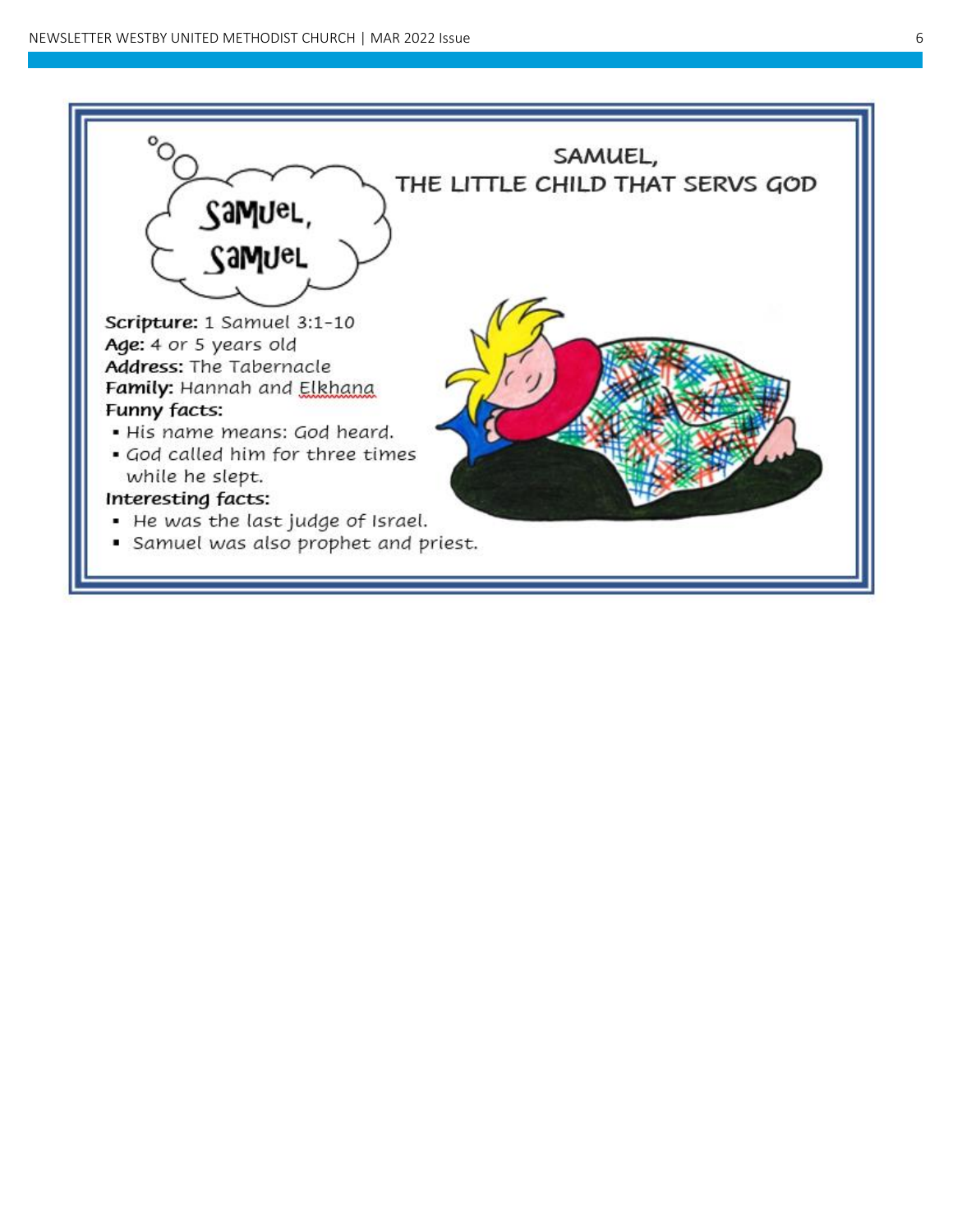Samuel,
Samuel

## SAMUEL, THE LITTLE CHILD THAT SERVS GOD

**Scripture:** 1 Samuel 3:1-10
**Age:** 4 or 5 years old
**Address:** The Tabernacle
**Family:** Hannah and Elkhana

**Funny facts:**

- His name means: God heard.
- God called him for three times while he slept.

**Interesting facts:**

- He was the last judge of Israel.
- Samuel was also prophet and priest.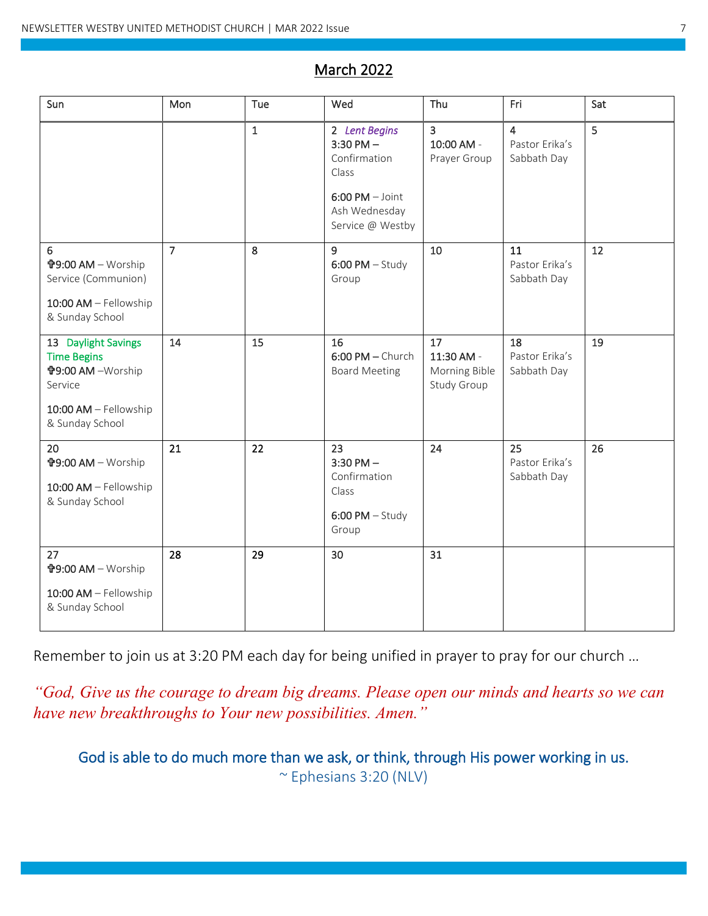# March 2022

| Sun | Mon | Tue | Wed | Thu | Fri | Sat |
|---|---|---|---|---|---|---|
| | | 1 | 2 *Lent Begins* **3:30 PM –** Confirmation Class **6:00 PM** – Joint Ash Wednesday Service @ Westby | 3 **10:00 AM** - Prayer Group | 4 Pastor Erika's Sabbath Day | 5 |
| 6 ✞**9:00 AM** – Worship Service (Communion) **10:00 AM** – Fellowship & Sunday School | 7 | 8 | 9 **6:00 PM** – Study Group | 10 | 11 Pastor Erika's Sabbath Day | 12 |
| 13 Daylight Savings Time Begins ✞**9:00 AM** –Worship Service **10:00 AM** – Fellowship & Sunday School | 14 | 15 | 16 **6:00 PM –** Church Board Meeting | 17 **11:30 AM** - Morning Bible Study Group | 18 Pastor Erika's Sabbath Day | 19 |
| 20 ✞**9:00 AM** – Worship **10:00 AM** – Fellowship & Sunday School | 21 | 22 | 23 **3:30 PM –** Confirmation Class **6:00 PM** – Study Group | 24 | 25 Pastor Erika's Sabbath Day | 26 |
| 27 ✞**9:00 AM** – Worship **10:00 AM** – Fellowship & Sunday School | 28 | 29 | 30 | 31 | | |

Remember to join us at 3:20 PM each day for being unified in prayer to pray for our church …

*"God, Give us the courage to dream big dreams. Please open our minds and hearts so we can have new breakthroughs to Your new possibilities. Amen."*

God is able to do much more than we ask, or think, through His power working in us.
~ Ephesians 3:20 (NLV)